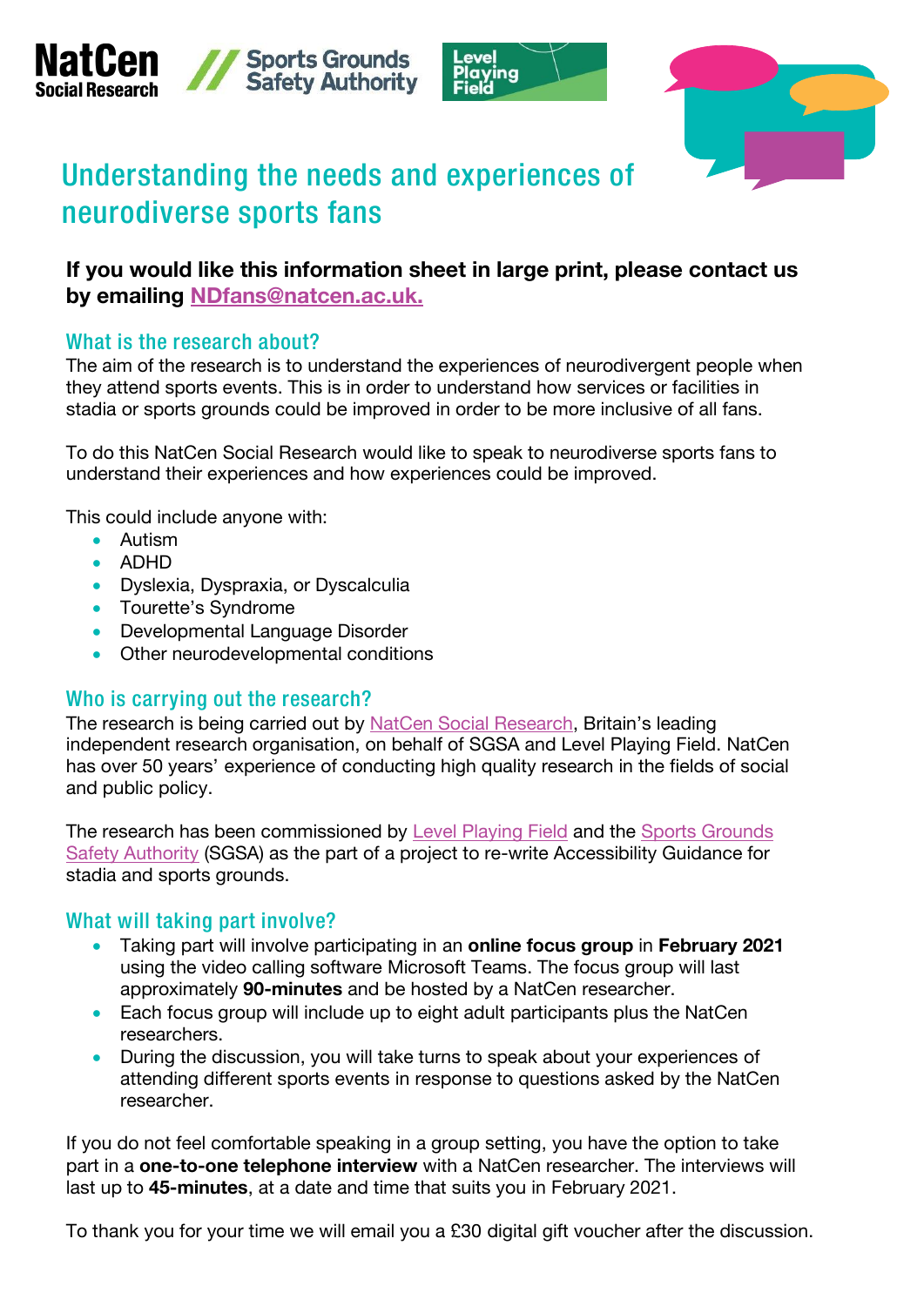# Understanding the needs and experiences of neurodiverse sports fans

**If you would like this information sheet in large print, please contact us by emailing NDfans@natcen.ac.uk.**

## What is the research about?

The aim of the research is to understand the experiences of neurodivergent people when they attend sports events. This is in order to understand how services or facilities in stadia or sports grounds could be improved in order to be more inclusive of all fans.

To do this NatCen Social Research would like to speak to neurodiverse sports fans to understand their experiences and how experiences could be improved.

This could include anyone with:

- Autism
- ADHD
- Dyslexia, Dyspraxia, or Dyscalculia
- Tourette's Syndrome
- Developmental Language Disorder
- Other neurodevelopmental conditions

## Who is carrying out the research?

The research is being carried out by NatCen Social Research, Britain's leading independent research organisation, on behalf of SGSA and Level Playing Field. NatCen has over 50 years' experience of conducting high quality research in the fields of social and public policy.

The research has been commissioned by Level Playing Field and the Sports Grounds Safety Authority (SGSA) as the part of a project to re-write Accessibility Guidance for stadia and sports grounds.

## What will taking part involve?

- Taking part will involve participating in an **online focus group** in **February 2021** using the video calling software Microsoft Teams. The focus group will last approximately **90-minutes** and be hosted by a NatCen researcher.
- Each focus group will include up to eight adult participants plus the NatCen researchers.
- During the discussion, you will take turns to speak about your experiences of attending different sports events in response to questions asked by the NatCen researcher.

If you do not feel comfortable speaking in a group setting, you have the option to take part in a **one-to-one telephone interview** with a NatCen researcher. The interviews will last up to **45-minutes**, at a date and time that suits you in February 2021.

To thank you for your time we will email you a £30 digital gift voucher after the discussion.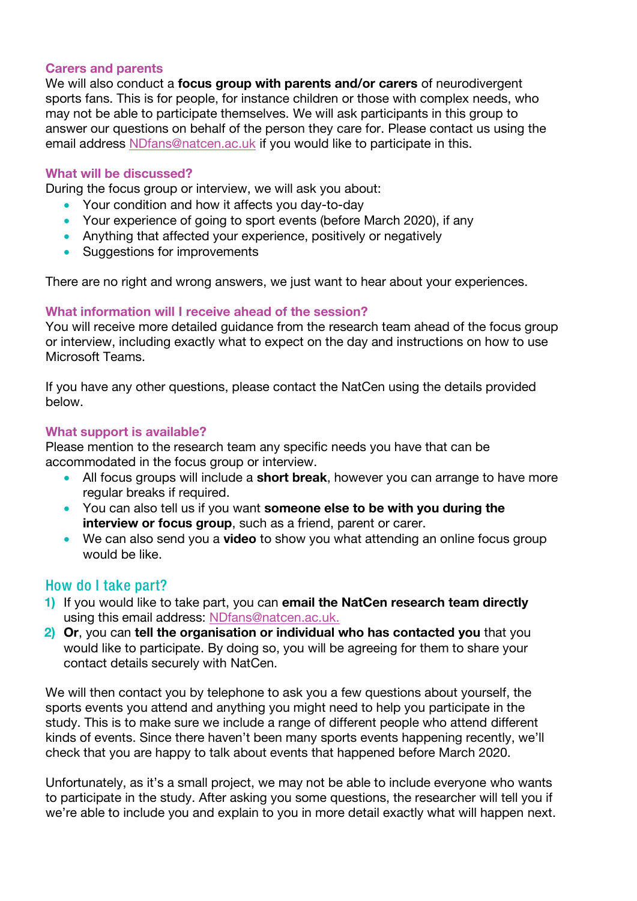### Carers and parents

We will also conduct a **focus group with parents and/or carers** of neurodivergent sports fans. This is for people, for instance children or those with complex needs, who may not be able to participate themselves. We will ask participants in this group to answer our questions on behalf of the person they care for. Please contact us using the email address NDfans@natcen.ac.uk if you would like to participate in this.

### What will be discussed?

During the focus group or interview, we will ask you about:

- Your condition and how it affects you day-to-day
- Your experience of going to sport events (before March 2020), if any
- Anything that affected your experience, positively or negatively
- Suggestions for improvements

There are no right and wrong answers, we just want to hear about your experiences.

### What information will I receive ahead of the session?

You will receive more detailed guidance from the research team ahead of the focus group or interview, including exactly what to expect on the day and instructions on how to use Microsoft Teams.

If you have any other questions, please contact the NatCen using the details provided below.

### What support is available?

Please mention to the research team any specific needs you have that can be accommodated in the focus group or interview.

- All focus groups will include a **short break**, however you can arrange to have more regular breaks if required.
- You can also tell us if you want **someone else to be with you during the interview or focus group**, such as a friend, parent or carer.
- We can also send you a **video** to show you what attending an online focus group would be like.

## How do I take part?

1) If you would like to take part, you can **email the NatCen research team directly** using this email address: NDfans@natcen.ac.uk.
2) **Or**, you can **tell the organisation or individual who has contacted you** that you would like to participate. By doing so, you will be agreeing for them to share your contact details securely with NatCen.

We will then contact you by telephone to ask you a few questions about yourself, the sports events you attend and anything you might need to help you participate in the study. This is to make sure we include a range of different people who attend different kinds of events. Since there haven't been many sports events happening recently, we'll check that you are happy to talk about events that happened before March 2020.

Unfortunately, as it's a small project, we may not be able to include everyone who wants to participate in the study. After asking you some questions, the researcher will tell you if we're able to include you and explain to you in more detail exactly what will happen next.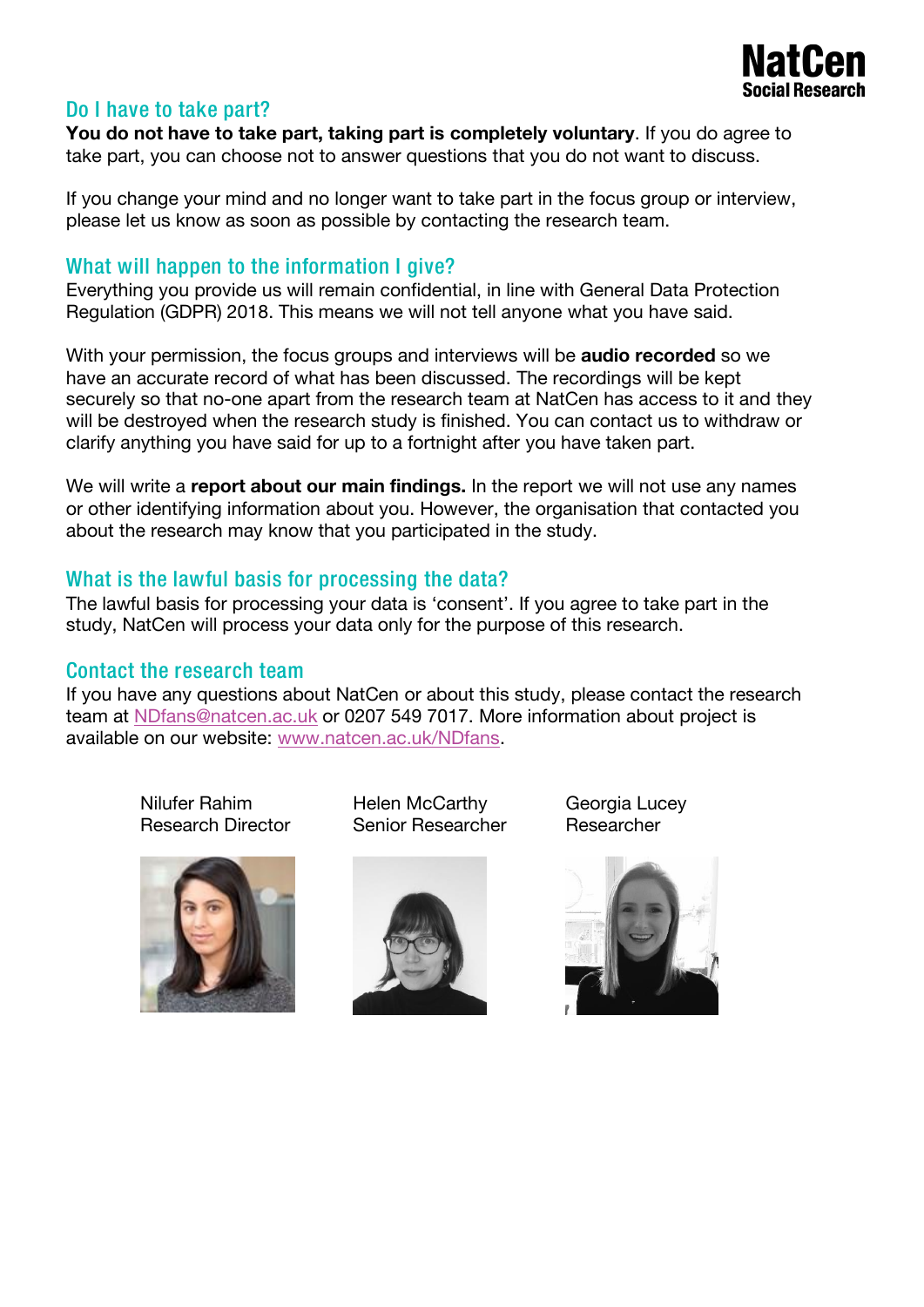## Do I have to take part?

**You do not have to take part, taking part is completely voluntary**. If you do agree to take part, you can choose not to answer questions that you do not want to discuss.

If you change your mind and no longer want to take part in the focus group or interview, please let us know as soon as possible by contacting the research team.

## What will happen to the information I give?

Everything you provide us will remain confidential, in line with General Data Protection Regulation (GDPR) 2018. This means we will not tell anyone what you have said.

With your permission, the focus groups and interviews will be **audio recorded** so we have an accurate record of what has been discussed. The recordings will be kept securely so that no-one apart from the research team at NatCen has access to it and they will be destroyed when the research study is finished. You can contact us to withdraw or clarify anything you have said for up to a fortnight after you have taken part.

We will write a **report about our main findings.** In the report we will not use any names or other identifying information about you. However, the organisation that contacted you about the research may know that you participated in the study.

## What is the lawful basis for processing the data?

The lawful basis for processing your data is 'consent'. If you agree to take part in the study, NatCen will process your data only for the purpose of this research.

## Contact the research team

If you have any questions about NatCen or about this study, please contact the research team at NDfans@natcen.ac.uk or 0207 549 7017. More information about project is available on our website: www.natcen.ac.uk/NDfans.

Nilufer Rahim
Research Director

Helen McCarthy
Senior Researcher

Georgia Lucey
Researcher